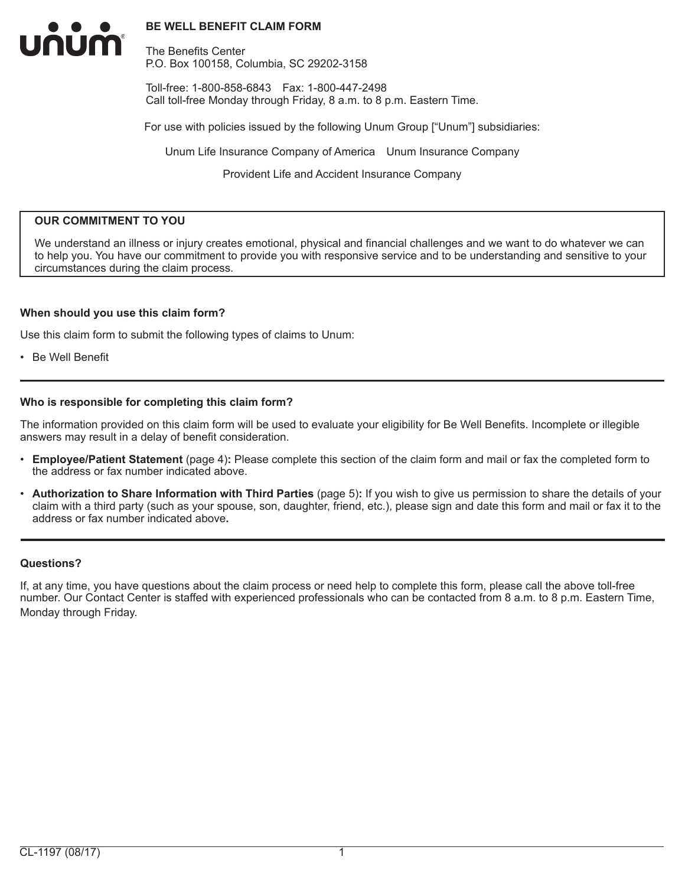# BE WELL BENEFIT CLAIM FORM

The Benefits Center
P.O. Box 100158, Columbia, SC 29202-3158

Toll-free: 1-800-858-6843 Fax: 1-800-447-2498
Call toll-free Monday through Friday, 8 a.m. to 8 p.m. Eastern Time.

For use with policies issued by the following Unum Group ["Unum"] subsidiaries:

Unum Life Insurance Company of America Unum Insurance Company

Provident Life and Accident Insurance Company

**OUR COMMITMENT TO YOU**

We understand an illness or injury creates emotional, physical and financial challenges and we want to do whatever we can to help you. You have our commitment to provide you with responsive service and to be understanding and sensitive to your circumstances during the claim process.

### When should you use this claim form?

Use this claim form to submit the following types of claims to Unum:

- Be Well Benefit

### Who is responsible for completing this claim form?

The information provided on this claim form will be used to evaluate your eligibility for Be Well Benefits. Incomplete or illegible answers may result in a delay of benefit consideration.

- **Employee/Patient Statement** (page 4)**:** Please complete this section of the claim form and mail or fax the completed form to the address or fax number indicated above.
- **Authorization to Share Information with Third Parties** (page 5)**:** If you wish to give us permission to share the details of your claim with a third party (such as your spouse, son, daughter, friend, etc.), please sign and date this form and mail or fax it to the address or fax number indicated above**.**

### Questions?

If, at any time, you have questions about the claim process or need help to complete this form, please call the above toll-free number. Our Contact Center is staffed with experienced professionals who can be contacted from 8 a.m. to 8 p.m. Eastern Time, Monday through Friday.

CL-1197 (08/17)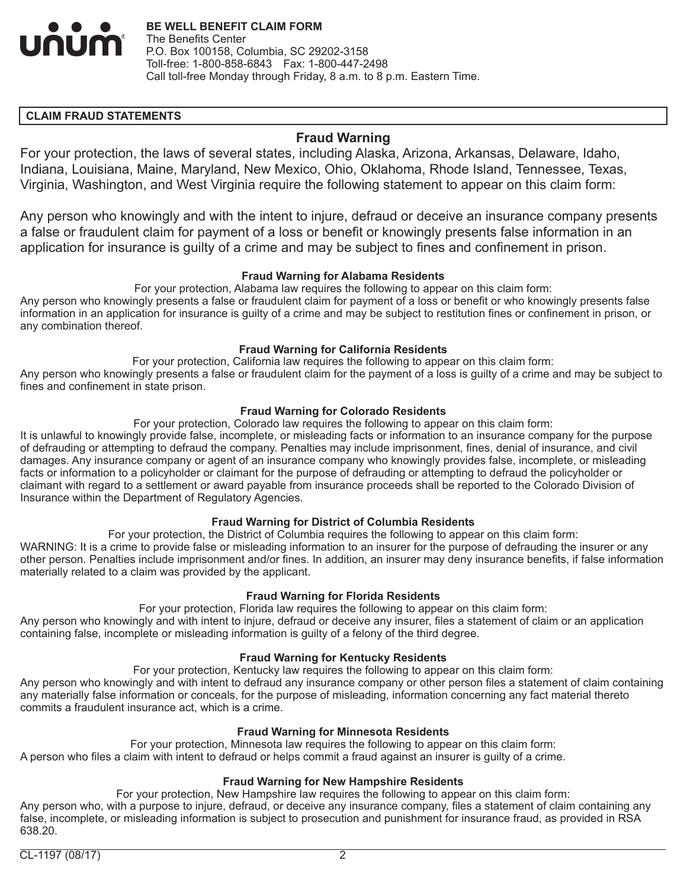**BE WELL BENEFIT CLAIM FORM**
The Benefits Center
P.O. Box 100158, Columbia, SC 29202-3158
Toll-free: 1-800-858-6843 Fax: 1-800-447-2498
Call toll-free Monday through Friday, 8 a.m. to 8 p.m. Eastern Time.

**CLAIM FRAUD STATEMENTS**

## Fraud Warning

For your protection, the laws of several states, including Alaska, Arizona, Arkansas, Delaware, Idaho, Indiana, Louisiana, Maine, Maryland, New Mexico, Ohio, Oklahoma, Rhode Island, Tennessee, Texas, Virginia, Washington, and West Virginia require the following statement to appear on this claim form:

Any person who knowingly and with the intent to injure, defraud or deceive an insurance company presents a false or fraudulent claim for payment of a loss or benefit or knowingly presents false information in an application for insurance is guilty of a crime and may be subject to fines and confinement in prison.

### Fraud Warning for Alabama Residents

For your protection, Alabama law requires the following to appear on this claim form:
Any person who knowingly presents a false or fraudulent claim for payment of a loss or benefit or who knowingly presents false information in an application for insurance is guilty of a crime and may be subject to restitution fines or confinement in prison, or any combination thereof.

### Fraud Warning for California Residents

For your protection, California law requires the following to appear on this claim form:
Any person who knowingly presents a false or fraudulent claim for the payment of a loss is guilty of a crime and may be subject to fines and confinement in state prison.

### Fraud Warning for Colorado Residents

For your protection, Colorado law requires the following to appear on this claim form:
It is unlawful to knowingly provide false, incomplete, or misleading facts or information to an insurance company for the purpose of defrauding or attempting to defraud the company. Penalties may include imprisonment, fines, denial of insurance, and civil damages. Any insurance company or agent of an insurance company who knowingly provides false, incomplete, or misleading facts or information to a policyholder or claimant for the purpose of defrauding or attempting to defraud the policyholder or claimant with regard to a settlement or award payable from insurance proceeds shall be reported to the Colorado Division of Insurance within the Department of Regulatory Agencies.

### Fraud Warning for District of Columbia Residents

For your protection, the District of Columbia requires the following to appear on this claim form:
WARNING: It is a crime to provide false or misleading information to an insurer for the purpose of defrauding the insurer or any other person. Penalties include imprisonment and/or fines. In addition, an insurer may deny insurance benefits, if false information materially related to a claim was provided by the applicant.

### Fraud Warning for Florida Residents

For your protection, Florida law requires the following to appear on this claim form:
Any person who knowingly and with intent to injure, defraud or deceive any insurer, files a statement of claim or an application containing false, incomplete or misleading information is guilty of a felony of the third degree.

### Fraud Warning for Kentucky Residents

For your protection, Kentucky law requires the following to appear on this claim form:
Any person who knowingly and with intent to defraud any insurance company or other person files a statement of claim containing any materially false information or conceals, for the purpose of misleading, information concerning any fact material thereto commits a fraudulent insurance act, which is a crime.

### Fraud Warning for Minnesota Residents

For your protection, Minnesota law requires the following to appear on this claim form:
A person who files a claim with intent to defraud or helps commit a fraud against an insurer is guilty of a crime.

### Fraud Warning for New Hampshire Residents

For your protection, New Hampshire law requires the following to appear on this claim form:
Any person who, with a purpose to injure, defraud, or deceive any insurance company, files a statement of claim containing any false, incomplete, or misleading information is subject to prosecution and punishment for insurance fraud, as provided in RSA 638.20.

CL-1197 (08/17)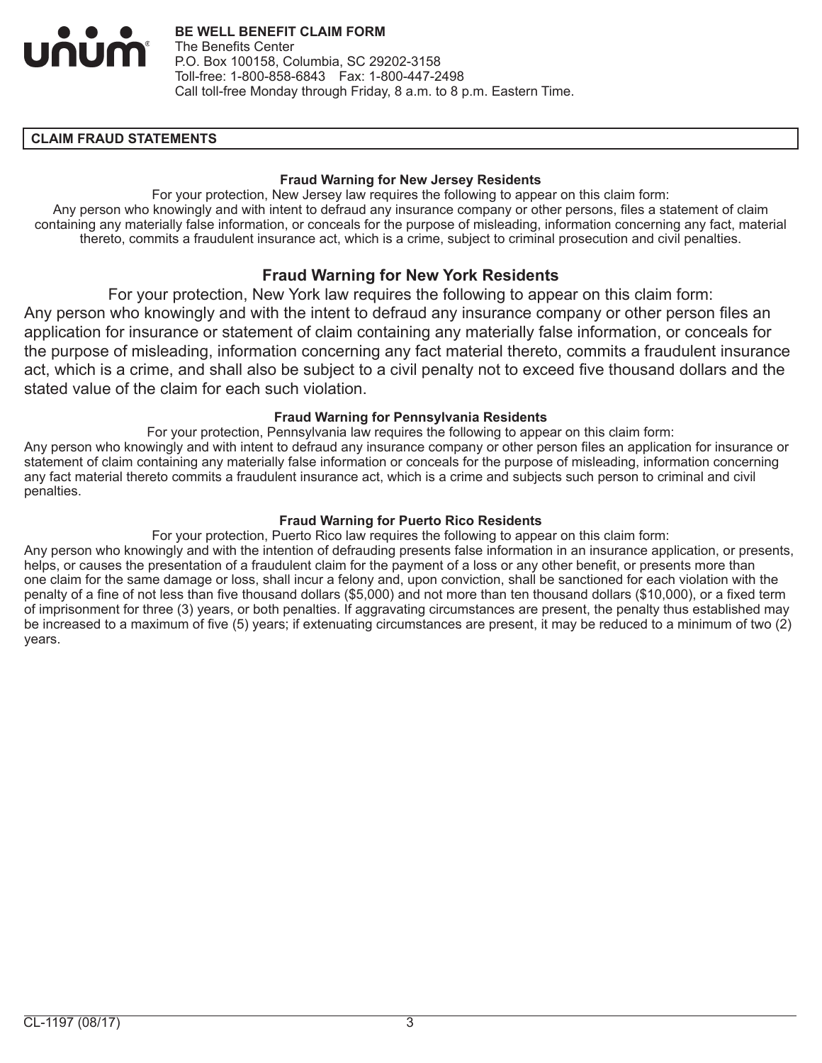**BE WELL BENEFIT CLAIM FORM**
The Benefits Center
P.O. Box 100158, Columbia, SC 29202-3158
Toll-free: 1-800-858-6843 Fax: 1-800-447-2498
Call toll-free Monday through Friday, 8 a.m. to 8 p.m. Eastern Time.

## CLAIM FRAUD STATEMENTS

### Fraud Warning for New Jersey Residents

For your protection, New Jersey law requires the following to appear on this claim form:
Any person who knowingly and with intent to defraud any insurance company or other persons, files a statement of claim containing any materially false information, or conceals for the purpose of misleading, information concerning any fact, material thereto, commits a fraudulent insurance act, which is a crime, subject to criminal prosecution and civil penalties.

### Fraud Warning for New York Residents

For your protection, New York law requires the following to appear on this claim form:
Any person who knowingly and with the intent to defraud any insurance company or other person files an application for insurance or statement of claim containing any materially false information, or conceals for the purpose of misleading, information concerning any fact material thereto, commits a fraudulent insurance act, which is a crime, and shall also be subject to a civil penalty not to exceed five thousand dollars and the stated value of the claim for each such violation.

### Fraud Warning for Pennsylvania Residents

For your protection, Pennsylvania law requires the following to appear on this claim form:
Any person who knowingly and with intent to defraud any insurance company or other person files an application for insurance or statement of claim containing any materially false information or conceals for the purpose of misleading, information concerning any fact material thereto commits a fraudulent insurance act, which is a crime and subjects such person to criminal and civil penalties.

### Fraud Warning for Puerto Rico Residents

For your protection, Puerto Rico law requires the following to appear on this claim form:
Any person who knowingly and with the intention of defrauding presents false information in an insurance application, or presents, helps, or causes the presentation of a fraudulent claim for the payment of a loss or any other benefit, or presents more than one claim for the same damage or loss, shall incur a felony and, upon conviction, shall be sanctioned for each violation with the penalty of a fine of not less than five thousand dollars ($5,000) and not more than ten thousand dollars ($10,000), or a fixed term of imprisonment for three (3) years, or both penalties. If aggravating circumstances are present, the penalty thus established may be increased to a maximum of five (5) years; if extenuating circumstances are present, it may be reduced to a minimum of two (2) years.

CL-1197 (08/17)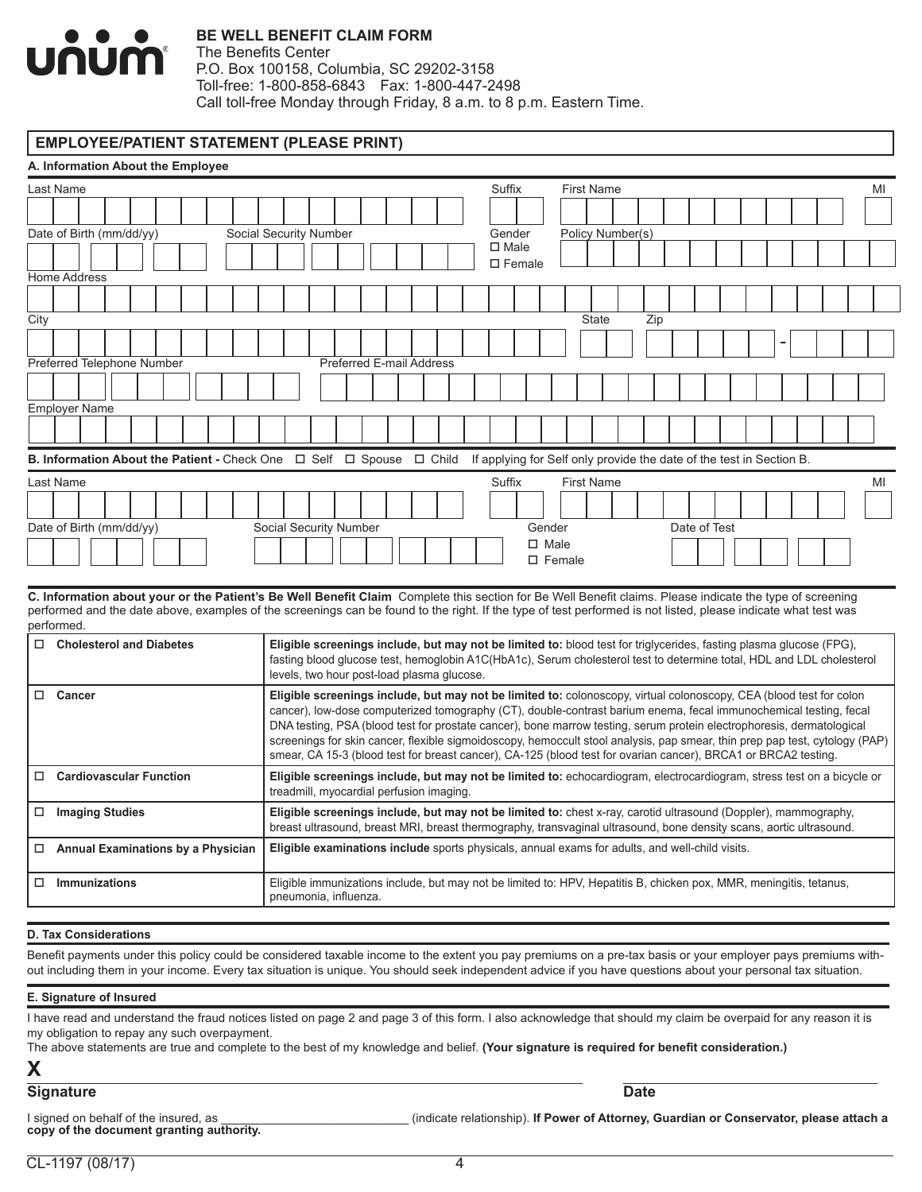**unum**

**BE WELL BENEFIT CLAIM FORM**
The Benefits Center
P.O. Box 100158, Columbia, SC 29202-3158
Toll-free: 1-800-858-6843 Fax: 1-800-447-2498
Call toll-free Monday through Friday, 8 a.m. to 8 p.m. Eastern Time.

## EMPLOYEE/PATIENT STATEMENT (PLEASE PRINT)

### A. Information About the Employee

Last Name | Suffix | First Name | MI

Date of Birth (mm/dd/yy) | Social Security Number | Gender ☐ Male ☐ Female | Policy Number(s)

Home Address

City | State | Zip

Preferred Telephone Number | Preferred E-mail Address

Employer Name

### B. Information About the Patient - Check One ☐ Self ☐ Spouse ☐ Child If applying for Self only provide the date of the test in Section B.

Last Name | Suffix | First Name | MI

Date of Birth (mm/dd/yy) | Social Security Number | Gender ☐ Male ☐ Female | Date of Test

**C. Information about your or the Patient's Be Well Benefit Claim** Complete this section for Be Well Benefit claims. Please indicate the type of screening performed and the date above, examples of the screenings can be found to the right. If the type of test performed is not listed, please indicate what test was performed.

| | |
|---|---|
| ☐ **Cholesterol and Diabetes** | **Eligible screenings include, but may not be limited to:** blood test for triglycerides, fasting plasma glucose (FPG), fasting blood glucose test, hemoglobin A1C(HbA1c), Serum cholesterol test to determine total, HDL and LDL cholesterol levels, two hour post-load plasma glucose. |
| ☐ **Cancer** | **Eligible screenings include, but may not be limited to:** colonoscopy, virtual colonoscopy, CEA (blood test for colon cancer), low-dose computerized tomography (CT), double-contrast barium enema, fecal immunochemical testing, fecal DNA testing, PSA (blood test for prostate cancer), bone marrow testing, serum protein electrophoresis, dermatological screenings for skin cancer, flexible sigmoidoscopy, hemoccult stool analysis, pap smear, thin prep pap test, cytology (PAP) smear, CA 15-3 (blood test for breast cancer), CA-125 (blood test for ovarian cancer), BRCA1 or BRCA2 testing. |
| ☐ **Cardiovascular Function** | **Eligible screenings include, but may not be limited to:** echocardiogram, electrocardiogram, stress test on a bicycle or treadmill, myocardial perfusion imaging. |
| ☐ **Imaging Studies** | **Eligible screenings include, but may not be limited to:** chest x-ray, carotid ultrasound (Doppler), mammography, breast ultrasound, breast MRI, breast thermography, transvaginal ultrasound, bone density scans, aortic ultrasound. |
| ☐ **Annual Examinations by a Physician** | **Eligible examinations include** sports physicals, annual exams for adults, and well-child visits. |
| ☐ **Immunizations** | Eligible immunizations include, but may not be limited to: HPV, Hepatitis B, chicken pox, MMR, meningitis, tetanus, pneumonia, influenza. |

### D. Tax Considerations

Benefit payments under this policy could be considered taxable income to the extent you pay premiums on a pre-tax basis or your employer pays premiums without including them in your income. Every tax situation is unique. You should seek independent advice if you have questions about your personal tax situation.

### E. Signature of Insured

I have read and understand the fraud notices listed on page 2 and page 3 of this form. I also acknowledge that should my claim be overpaid for any reason it is my obligation to repay any such overpayment.
The above statements are true and complete to the best of my knowledge and belief. **(Your signature is required for benefit consideration.)**

**X** ______________________________ ______________
**Signature** **Date**

I signed on behalf of the insured, as ____________________ (indicate relationship). **If Power of Attorney, Guardian or Conservator, please attach a copy of the document granting authority.**

CL-1197 (08/17)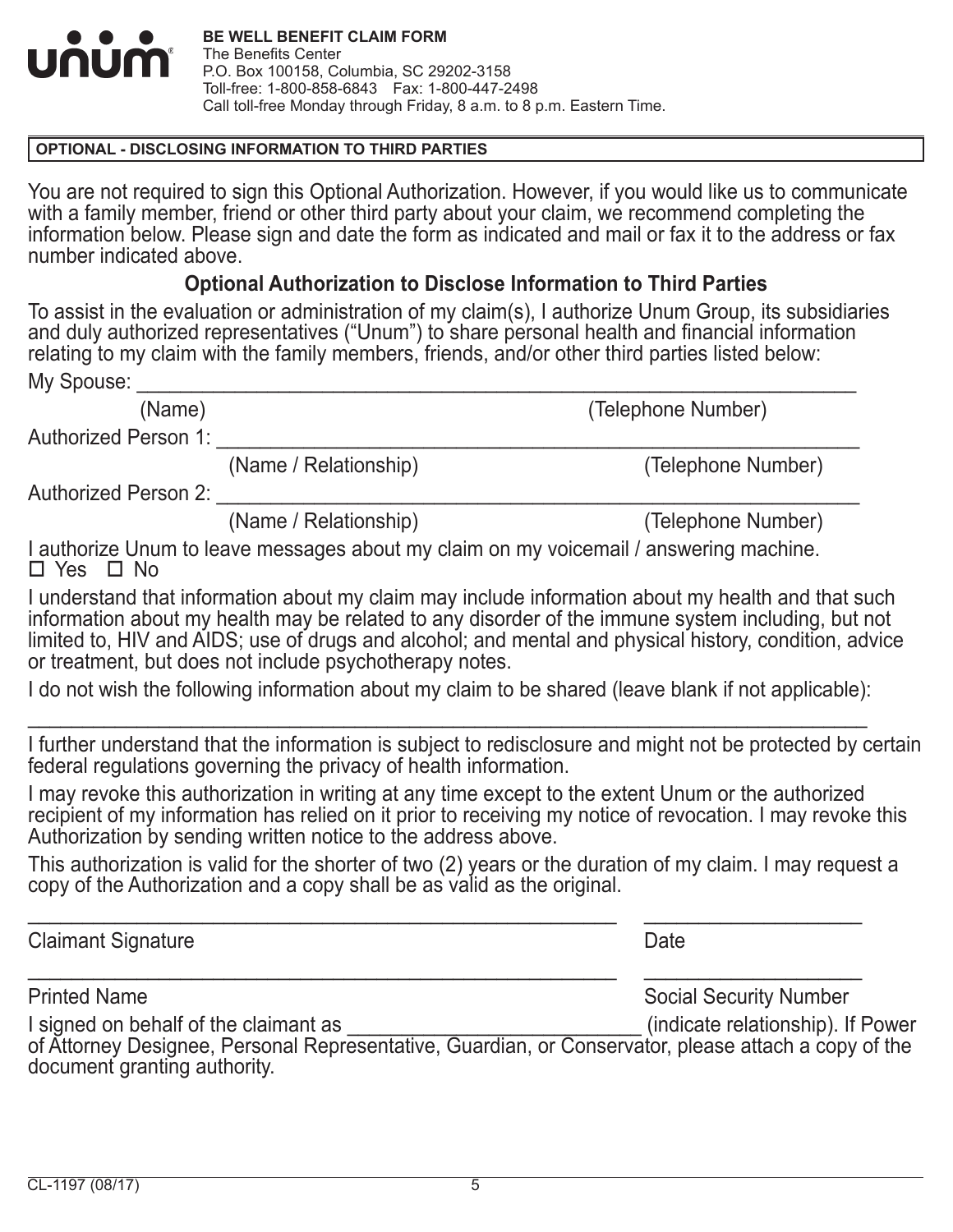**unum**

**BE WELL BENEFIT CLAIM FORM**
The Benefits Center
P.O. Box 100158, Columbia, SC 29202-3158
Toll-free: 1-800-858-6843 Fax: 1-800-447-2498
Call toll-free Monday through Friday, 8 a.m. to 8 p.m. Eastern Time.

**OPTIONAL - DISCLOSING INFORMATION TO THIRD PARTIES**

You are not required to sign this Optional Authorization. However, if you would like us to communicate with a family member, friend or other third party about your claim, we recommend completing the information below. Please sign and date the form as indicated and mail or fax it to the address or fax number indicated above.

## Optional Authorization to Disclose Information to Third Parties

To assist in the evaluation or administration of my claim(s), I authorize Unum Group, its subsidiaries and duly authorized representatives ("Unum") to share personal health and financial information relating to my claim with the family members, friends, and/or other third parties listed below:

My Spouse: ______________________________________________________________________
(Name) (Telephone Number)

Authorized Person 1: ______________________________________________________________
(Name / Relationship) (Telephone Number)

Authorized Person 2: ______________________________________________________________
(Name / Relationship) (Telephone Number)

I authorize Unum to leave messages about my claim on my voicemail / answering machine.
☐ Yes ☐ No

I understand that information about my claim may include information about my health and that such information about my health may be related to any disorder of the immune system including, but not limited to, HIV and AIDS; use of drugs and alcohol; and mental and physical history, condition, advice or treatment, but does not include psychotherapy notes.

I do not wish the following information about my claim to be shared (leave blank if not applicable):

_____________________________________________________________________________

I further understand that the information is subject to redisclosure and might not be protected by certain federal regulations governing the privacy of health information.

I may revoke this authorization in writing at any time except to the extent Unum or the authorized recipient of my information has relied on it prior to receiving my notice of revocation. I may revoke this Authorization by sending written notice to the address above.

This authorization is valid for the shorter of two (2) years or the duration of my claim. I may request a copy of the Authorization and a copy shall be as valid as the original.

_____________________________________________________ ____________________
Claimant Signature Date

_____________________________________________________ ____________________
Printed Name Social Security Number

I signed on behalf of the claimant as ___________________________ (indicate relationship). If Power of Attorney Designee, Personal Representative, Guardian, or Conservator, please attach a copy of the document granting authority.

CL-1197 (08/17)